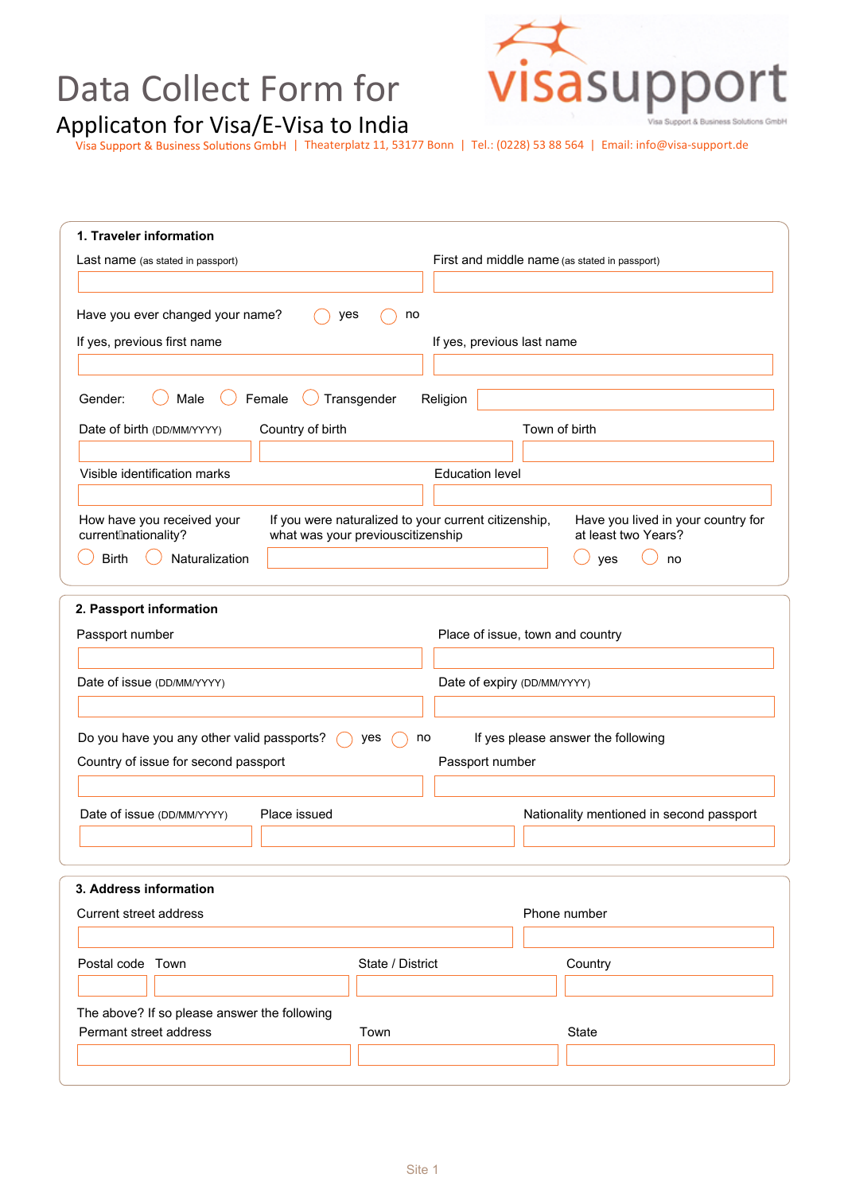# Data Collect Form for
## Applicaton for Visa/E-Visa to India

visasupport
Visa Support & Business Solutions GmbH

Visa Support & Business Solutions GmbH | Theaterplatz 11, 53177 Bonn | Tel.: (0228) 53 88 564 | Email: info@visa-support.de

### 1. Traveler information

Last name (as stated in passport) | First and middle name (as stated in passport)

Have you ever changed your name? ◯ yes ◯ no

If yes, previous first name | If yes, previous last name

Gender: ◯ Male ◯ Female ◯ Transgender | Religion

Date of birth (DD/MM/YYYY) | Country of birth | Town of birth

Visible identification marks | Education level

How have you received your current nationality? ◯ Birth ◯ Naturalization

If you were naturalized to your current citizenship, what was your previouscitizenship

Have you lived in your country for at least two Years? ◯ yes ◯ no

### 2. Passport information

Passport number | Place of issue, town and country

Date of issue (DD/MM/YYYY) | Date of expiry (DD/MM/YYYY)

Do you have you any other valid passports? ◯ yes ◯ no | If yes please answer the following

Country of issue for second passport | Passport number

Date of issue (DD/MM/YYYY) | Place issued | Nationality mentioned in second passport

### 3. Address information

Current street address | Phone number

Postal code | Town | State / District | Country

The above? If so please answer the following

Permant street address | Town | State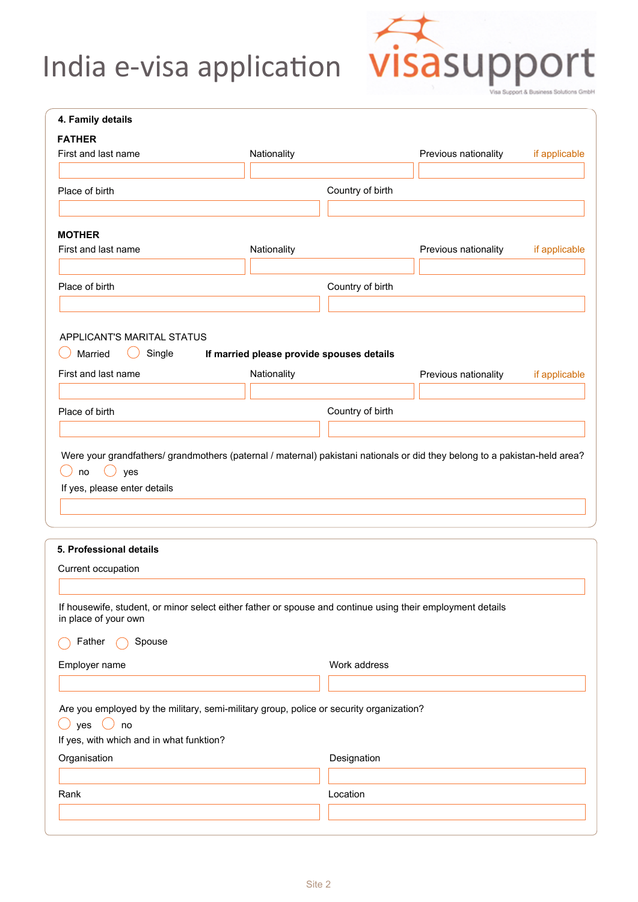# India e-visa application

visasupport

Visa Support & Business Solutions GmbH

## 4. Family details

**FATHER**

First and last name | Nationality | Previous nationality if applicable

Place of birth | Country of birth

**MOTHER**

First and last name | Nationality | Previous nationality if applicable

Place of birth | Country of birth

APPLICANT'S MARITAL STATUS

○ Married ○ Single **If married please provide spouses details**

First and last name | Nationality | Previous nationality if applicable

Place of birth | Country of birth

Were your grandfathers/ grandmothers (paternal / maternal) pakistani nationals or did they belong to a pakistan-held area?

○ no ○ yes

If yes, please enter details

## 5. Professional details

Current occupation

If housewife, student, or minor select either father or spouse and continue using their employment details in place of your own

○ Father ○ Spouse

Employer name | Work address

Are you employed by the military, semi-military group, police or security organization?

○ yes ○ no

If yes, with which and in what funktion?

Organisation | Designation

Rank | Location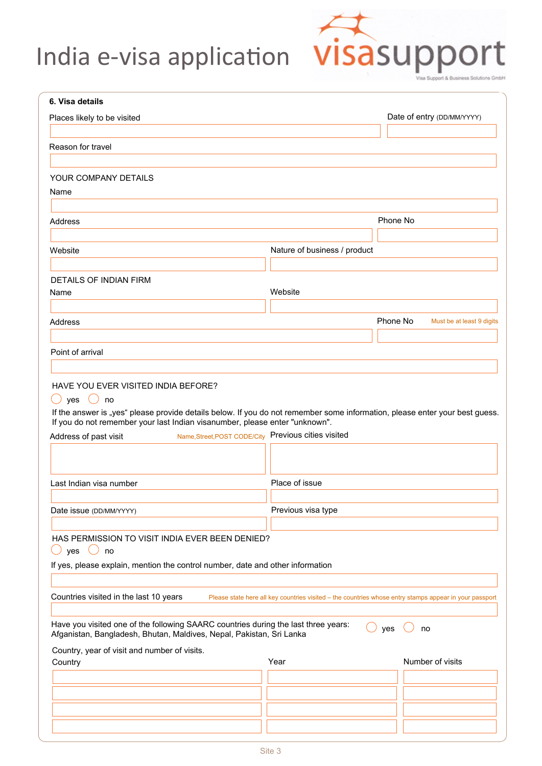# India e-visa application

visasupport

Visa Support & Business Solutions GmbH

## 6. Visa details

Places likely to be visited

Date of entry (DD/MM/YYYY)

Reason for travel

YOUR COMPANY DETAILS

Name

Address

Phone No

Website

Nature of business / product

DETAILS OF INDIAN FIRM

Name

Website

Address

Phone No

Must be at least 9 digits

Point of arrival

HAVE YOU EVER VISITED INDIA BEFORE?

○ yes ○ no

If the answer is „yes" please provide details below. If you do not remember some information, please enter your best guess. If you do not remember your last Indian visanumber, please enter "unknown".

Address of past visit

Name,Street,POST CODE/City

Previous cities visited

Last Indian visa number

Place of issue

Date issue (DD/MM/YYYY)

Previous visa type

HAS PERMISSION TO VISIT INDIA EVER BEEN DENIED?

○ yes ○ no

If yes, please explain, mention the control number, date and other information

Countries visited in the last 10 years

Please state here all key countries visited – the countries whose entry stamps appear in your passport

Have you visited one of the following SAARC countries during the last three years: Afganistan, Bangladesh, Bhutan, Maldives, Nepal, Pakistan, Sri Lanka

○ yes ○ no

Country, year of visit and number of visits.

| Country | Year | Number of visits |
|---|---|---|
| | | |
| | | |
| | | |
| | | |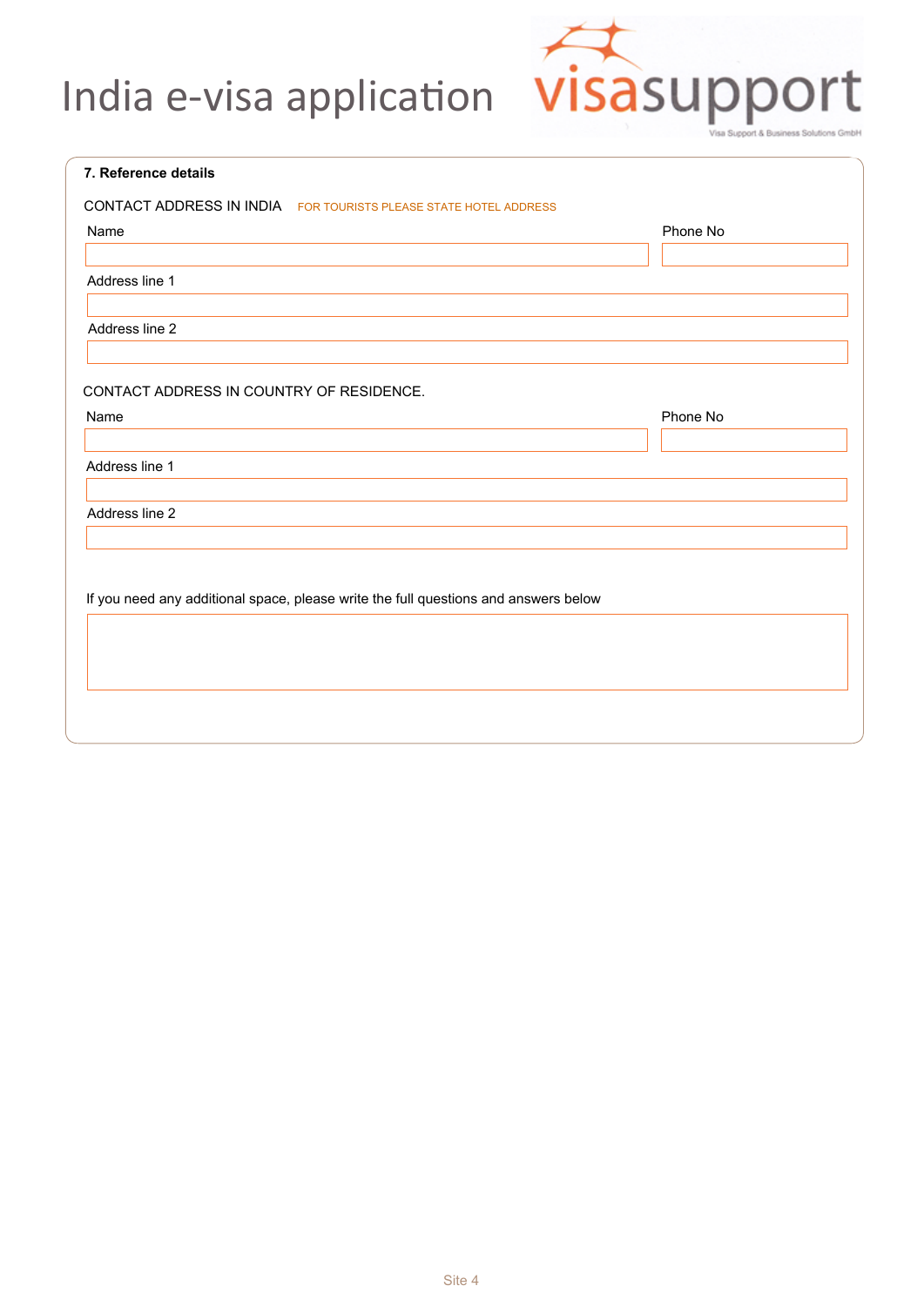# India e-visa application

visasupport

Visa Support & Business Solutions GmbH

**7. Reference details**

CONTACT ADDRESS IN INDIA FOR TOURISTS PLEASE STATE HOTEL ADDRESS

Name

Phone No

Address line 1

Address line 2

CONTACT ADDRESS IN COUNTRY OF RESIDENCE.

Name

Phone No

Address line 1

Address line 2

If you need any additional space, please write the full questions and answers below